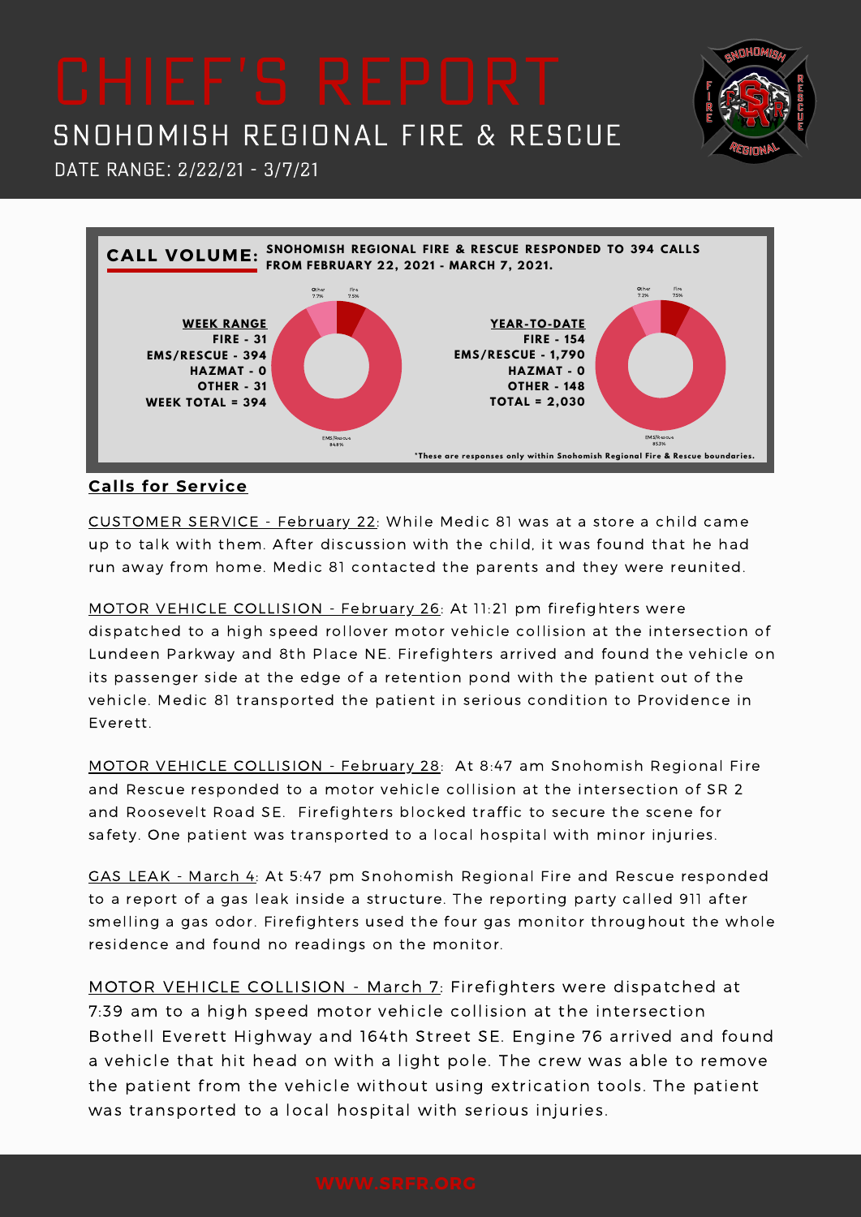# CHIEF'S REPORT

## SNOHOMISH REGIONAL FIRE & RESCUE

DATE RANGE: 2/22/21 - 3/7/21

**CALL VOLUME:** **SNOHOMISH REGIONAL FIRE & RESCUE RESPONDED TO 394 CALLS FROM FEBRUARY 22, 2021 - MARCH 7, 2021.**

**WEEK RANGE**
**FIRE - 31**
**EMS/RESCUE - 394**
**HAZMAT - 0**
**OTHER - 31**
**WEEK TOTAL = 394**

Other 7.7% | Fire 7.5% | EMS/Rescue 84.8%

**YEAR-TO-DATE**
**FIRE - 154**
**EMS/RESCUE - 1,790**
**HAZMAT - 0**
**OTHER - 148**
**TOTAL = 2,030**

Other 7.2% | Fire 7.5% | EMS/Rescue 85.3%

*These are responses only within Snohomish Regional Fire & Rescue boundaries.

### Calls for Service

CUSTOMER SERVICE - February 22: While Medic 81 was at a store a child came up to talk with them. After discussion with the child, it was found that he had run away from home. Medic 81 contacted the parents and they were reunited.

MOTOR VEHICLE COLLISION - February 26: At 11:21 pm firefighters were dispatched to a high speed rollover motor vehicle collision at the intersection of Lundeen Parkway and 8th Place NE. Firefighters arrived and found the vehicle on its passenger side at the edge of a retention pond with the patient out of the vehicle. Medic 81 transported the patient in serious condition to Providence in Everett.

MOTOR VEHICLE COLLISION - February 28: At 8:47 am Snohomish Regional Fire and Rescue responded to a motor vehicle collision at the intersection of SR 2 and Roosevelt Road SE. Firefighters blocked traffic to secure the scene for safety. One patient was transported to a local hospital with minor injuries.

GAS LEAK - March 4: At 5:47 pm Snohomish Regional Fire and Rescue responded to a report of a gas leak inside a structure. The reporting party called 911 after smelling a gas odor. Firefighters used the four gas monitor throughout the whole residence and found no readings on the monitor.

MOTOR VEHICLE COLLISION - March 7: Firefighters were dispatched at 7:39 am to a high speed motor vehicle collision at the intersection Bothell Everett Highway and 164th Street SE. Engine 76 arrived and found a vehicle that hit head on with a light pole. The crew was able to remove the patient from the vehicle without using extrication tools. The patient was transported to a local hospital with serious injuries.

WWW.SRFR.ORG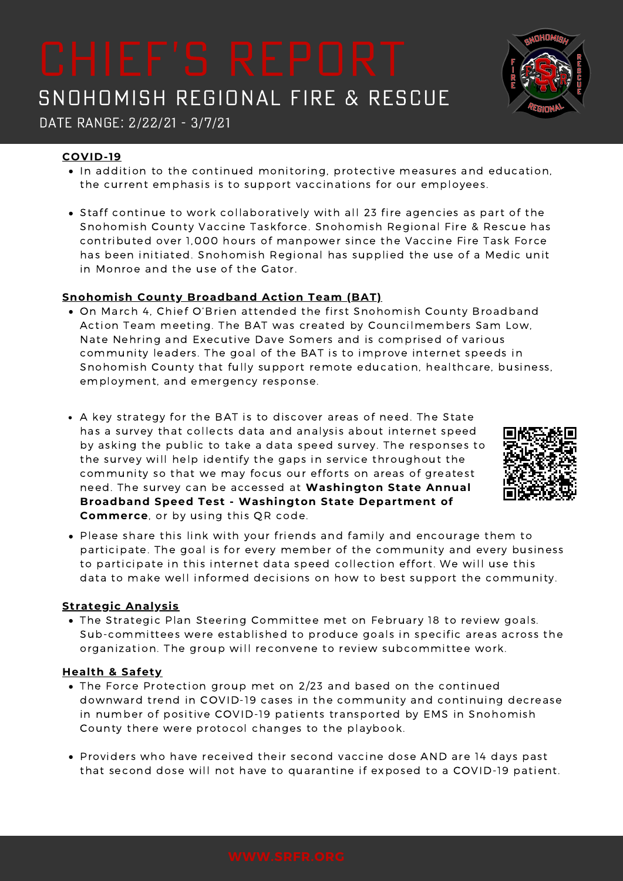# CHIEF'S REPORT

## SNOHOMISH REGIONAL FIRE & RESCUE

DATE RANGE: 2/22/21 - 3/7/21

**COVID-19**

- In addition to the continued monitoring, protective measures and education, the current emphasis is to support vaccinations for our employees.
- Staff continue to work collaboratively with all 23 fire agencies as part of the Snohomish County Vaccine Taskforce. Snohomish Regional Fire & Rescue has contributed over 1,000 hours of manpower since the Vaccine Fire Task Force has been initiated. Snohomish Regional has supplied the use of a Medic unit in Monroe and the use of the Gator.

**Snohomish County Broadband Action Team (BAT)**

- On March 4, Chief O'Brien attended the first Snohomish County Broadband Action Team meeting. The BAT was created by Councilmembers Sam Low, Nate Nehring and Executive Dave Somers and is comprised of various community leaders. The goal of the BAT is to improve internet speeds in Snohomish County that fully support remote education, healthcare, business, employment, and emergency response.
- A key strategy for the BAT is to discover areas of need. The State has a survey that collects data and analysis about internet speed by asking the public to take a data speed survey. The responses to the survey will help identify the gaps in service throughout the community so that we may focus our efforts on areas of greatest need. The survey can be accessed at **Washington State Annual Broadband Speed Test - Washington State Department of Commerce**, or by using this QR code.
- Please share this link with your friends and family and encourage them to participate. The goal is for every member of the community and every business to participate in this internet data speed collection effort. We will use this data to make well informed decisions on how to best support the community.

**Strategic Analysis**

- The Strategic Plan Steering Committee met on February 18 to review goals. Sub-committees were established to produce goals in specific areas across the organization. The group will reconvene to review subcommittee work.

**Health & Safety**

- The Force Protection group met on 2/23 and based on the continued downward trend in COVID-19 cases in the community and continuing decrease in number of positive COVID-19 patients transported by EMS in Snohomish County there were protocol changes to the playbook.
- Providers who have received their second vaccine dose AND are 14 days past that second dose will not have to quarantine if exposed to a COVID-19 patient.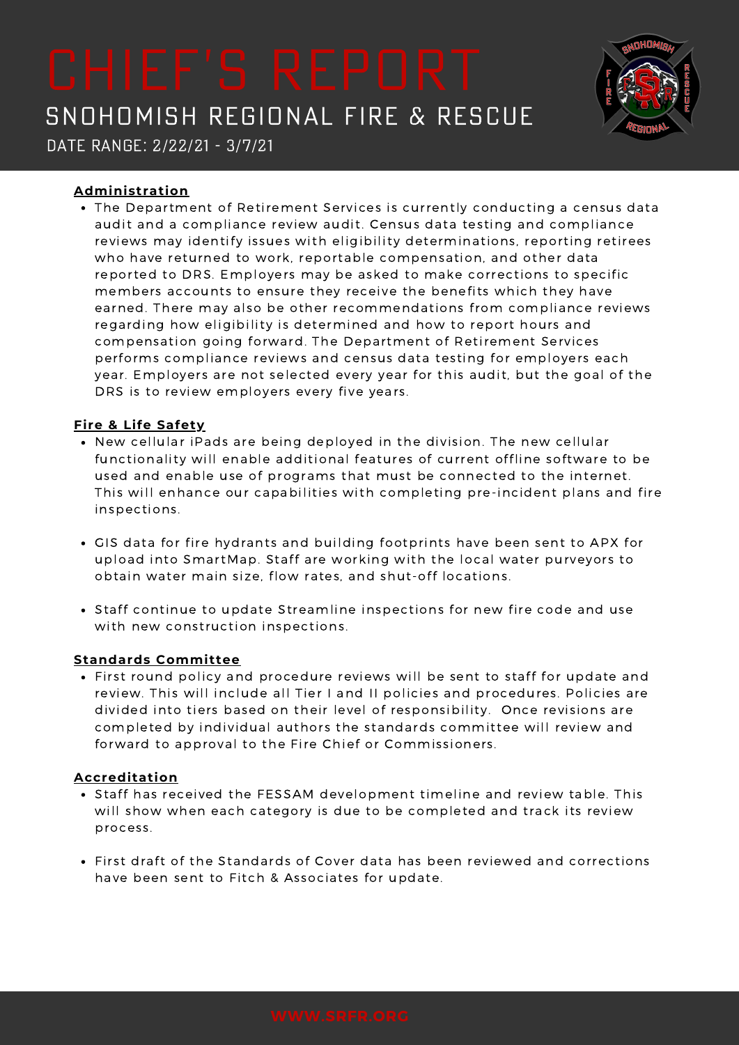# CHIEF'S REPORT

## SNOHOMISH REGIONAL FIRE & RESCUE

DATE RANGE: 2/22/21 - 3/7/21

### Administration

- The Department of Retirement Services is currently conducting a census data audit and a compliance review audit. Census data testing and compliance reviews may identify issues with eligibility determinations, reporting retirees who have returned to work, reportable compensation, and other data reported to DRS. Employers may be asked to make corrections to specific members accounts to ensure they receive the benefits which they have earned. There may also be other recommendations from compliance reviews regarding how eligibility is determined and how to report hours and compensation going forward. The Department of Retirement Services performs compliance reviews and census data testing for employers each year. Employers are not selected every year for this audit, but the goal of the DRS is to review employers every five years.

### Fire & Life Safety

- New cellular iPads are being deployed in the division. The new cellular functionality will enable additional features of current offline software to be used and enable use of programs that must be connected to the internet. This will enhance our capabilities with completing pre-incident plans and fire inspections.
- GIS data for fire hydrants and building footprints have been sent to APX for upload into SmartMap. Staff are working with the local water purveyors to obtain water main size, flow rates, and shut-off locations.
- Staff continue to update Streamline inspections for new fire code and use with new construction inspections.

### Standards Committee

- First round policy and procedure reviews will be sent to staff for update and review. This will include all Tier I and II policies and procedures. Policies are divided into tiers based on their level of responsibility. Once revisions are completed by individual authors the standards committee will review and forward to approval to the Fire Chief or Commissioners.

### Accreditation

- Staff has received the FESSAM development timeline and review table. This will show when each category is due to be completed and track its review process.
- First draft of the Standards of Cover data has been reviewed and corrections have been sent to Fitch & Associates for update.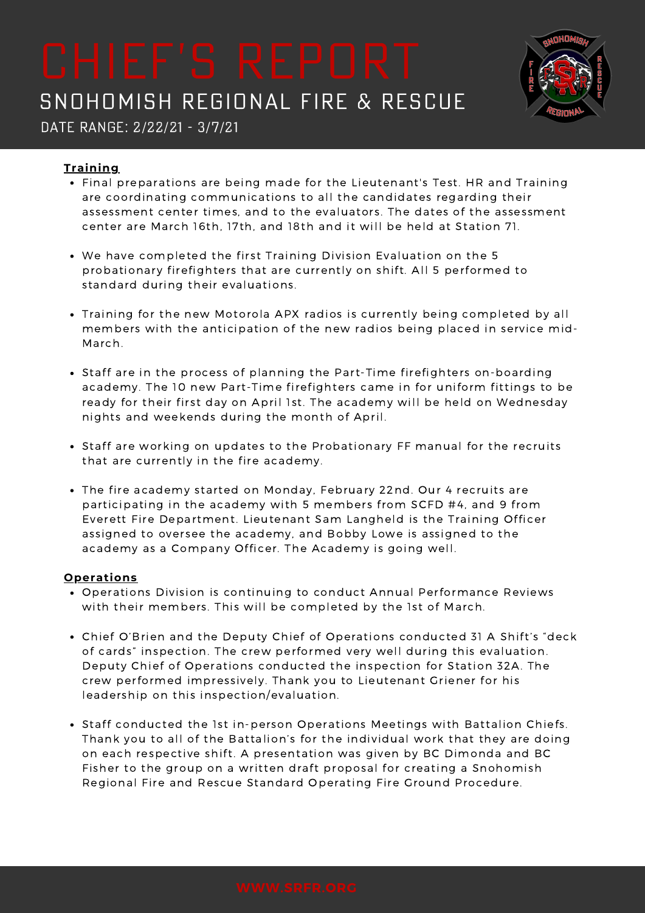# CHIEF'S REPORT

## SNOHOMISH REGIONAL FIRE & RESCUE

DATE RANGE: 2/22/21 - 3/7/21

**Training**

- Final preparations are being made for the Lieutenant's Test. HR and Training are coordinating communications to all the candidates regarding their assessment center times, and to the evaluators. The dates of the assessment center are March 16th, 17th, and 18th and it will be held at Station 71.
- We have completed the first Training Division Evaluation on the 5 probationary firefighters that are currently on shift. All 5 performed to standard during their evaluations.
- Training for the new Motorola APX radios is currently being completed by all members with the anticipation of the new radios being placed in service mid-March.
- Staff are in the process of planning the Part-Time firefighters on-boarding academy. The 10 new Part-Time firefighters came in for uniform fittings to be ready for their first day on April 1st. The academy will be held on Wednesday nights and weekends during the month of April.
- Staff are working on updates to the Probationary FF manual for the recruits that are currently in the fire academy.
- The fire academy started on Monday, February 22nd. Our 4 recruits are participating in the academy with 5 members from SCFD #4, and 9 from Everett Fire Department. Lieutenant Sam Langheld is the Training Officer assigned to oversee the academy, and Bobby Lowe is assigned to the academy as a Company Officer. The Academy is going well.

**Operations**

- Operations Division is continuing to conduct Annual Performance Reviews with their members. This will be completed by the 1st of March.
- Chief O'Brien and the Deputy Chief of Operations conducted 31 A Shift's "deck of cards" inspection. The crew performed very well during this evaluation. Deputy Chief of Operations conducted the inspection for Station 32A. The crew performed impressively. Thank you to Lieutenant Griener for his leadership on this inspection/evaluation.
- Staff conducted the 1st in-person Operations Meetings with Battalion Chiefs. Thank you to all of the Battalion's for the individual work that they are doing on each respective shift. A presentation was given by BC Dimonda and BC Fisher to the group on a written draft proposal for creating a Snohomish Regional Fire and Rescue Standard Operating Fire Ground Procedure.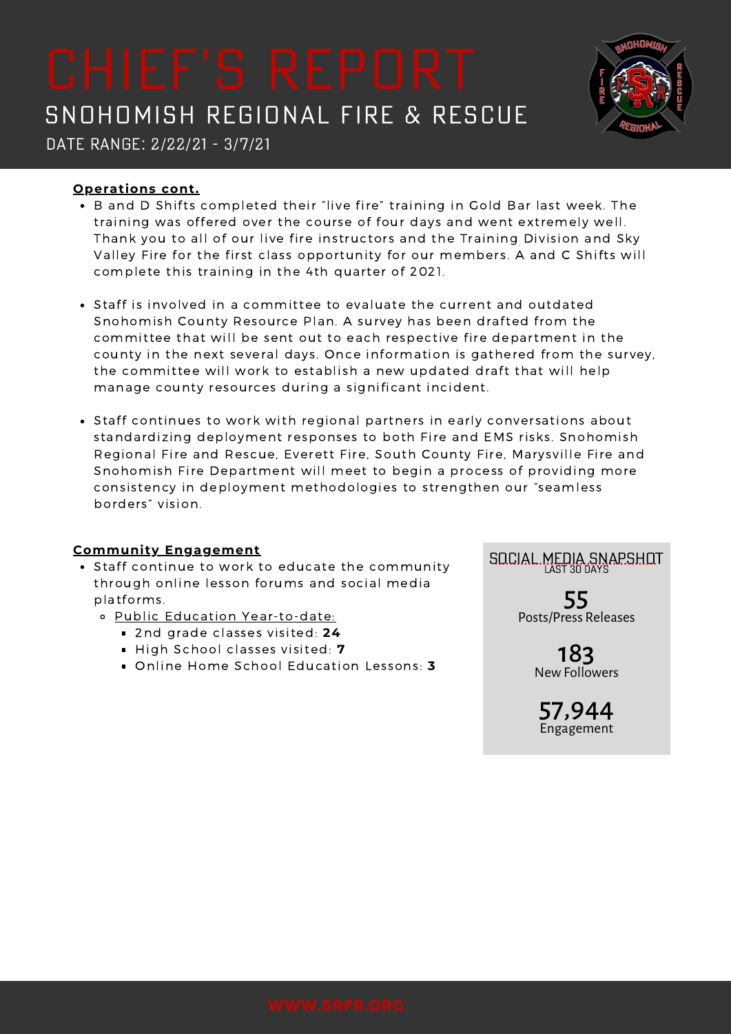# CHIEF'S REPORT

## SNOHOMISH REGIONAL FIRE & RESCUE

DATE RANGE: 2/22/21 - 3/7/21

**Operations cont.**

- B and D Shifts completed their “live fire” training in Gold Bar last week. The training was offered over the course of four days and went extremely well. Thank you to all of our live fire instructors and the Training Division and Sky Valley Fire for the first class opportunity for our members. A and C Shifts will complete this training in the 4th quarter of 2021.
- Staff is involved in a committee to evaluate the current and outdated Snohomish County Resource Plan. A survey has been drafted from the committee that will be sent out to each respective fire department in the county in the next several days. Once information is gathered from the survey, the committee will work to establish a new updated draft that will help manage county resources during a significant incident.
- Staff continues to work with regional partners in early conversations about standardizing deployment responses to both Fire and EMS risks. Snohomish Regional Fire and Rescue, Everett Fire, South County Fire, Marysville Fire and Snohomish Fire Department will meet to begin a process of providing more consistency in deployment methodologies to strengthen our “seamless borders” vision.

**Community Engagement**

- Staff continue to work to educate the community through online lesson forums and social media platforms.
  - Public Education Year-to-date:
    - 2nd grade classes visited: **24**
    - High School classes visited: **7**
    - Online Home School Education Lessons: **3**

SOCIAL MEDIA SNAPSHOT
LAST 30 DAYS

**55**
Posts/Press Releases

**183**
New Followers

**57,944**
Engagement

WWW.SRFR.ORG